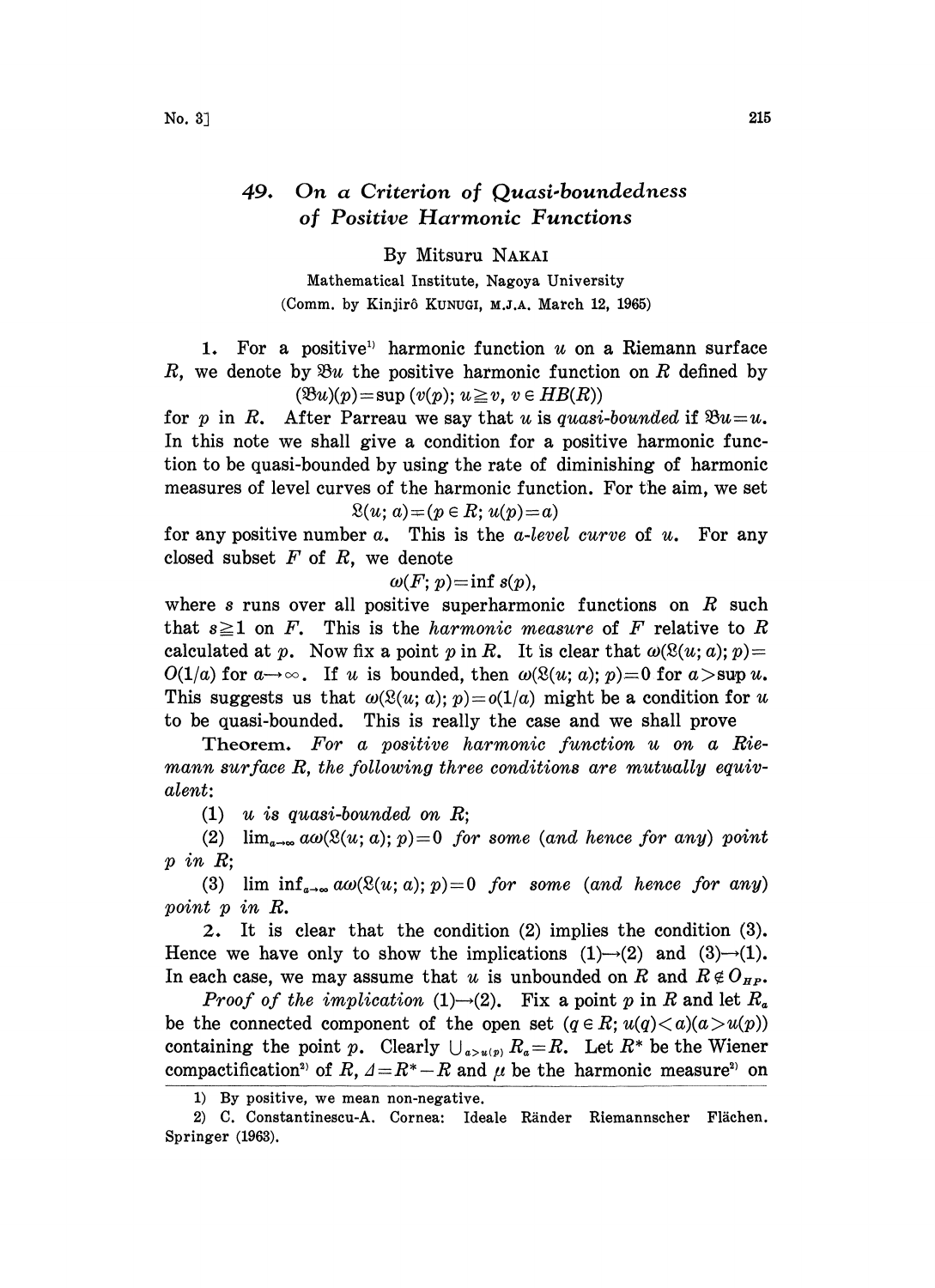# 49. On a Criterion of Quasi-boundedness of Positive Harmonic Functions

By Mitsuru NAKAI

Mathematical Institute, Nagoya University

(Comm. by Kinjirô KUNUGI, M.J.A. March 12, 1965)

1. For a positive[1] harmonic function $u$ on a Riemann surface $R$, we denote by $\mathfrak{B}u$ the positive harmonic function on $R$ defined by

$$(\mathfrak{B}u)(p)=\sup(v(p);\ u\geqq v,\ v\in HB(R))$$

for $p$ in $R$. After Parreau we say that $u$ is *quasi-bounded* if $\mathfrak{B}u=u$. In this note we shall give a condition for a positive harmonic function to be quasi-bounded by using the rate of diminishing of harmonic measures of level curves of the harmonic function. For the aim, we set

$$\mathfrak{L}(u;a)=(p\in R;\ u(p)=a)$$

for any positive number $a$. This is the *a-level curve* of $u$. For any closed subset $F$ of $R$, we denote

$$\omega(F;p)=\inf s(p),$$

where $s$ runs over all positive superharmonic functions on $R$ such that $s\geqq 1$ on $F$. This is the *harmonic measure* of $F$ relative to $R$ calculated at $p$. Now fix a point $p$ in $R$. It is clear that $\omega(\mathfrak{L}(u;a);p)=O(1/a)$ for $a\to\infty$. If $u$ is bounded, then $\omega(\mathfrak{L}(u;a);p)=0$ for $a>\sup u$. This suggests us that $\omega(\mathfrak{L}(u;a);p)=o(1/a)$ might be a condition for $u$ to be quasi-bounded. This is really the case and we shall prove

**Theorem.** *For a positive harmonic function $u$ on a Riemann surface $R$, the following three conditions are mutually equivalent:*

(1) *$u$ is quasi-bounded on $R$;*

(2) *$\lim_{a\to\infty} a\omega(\mathfrak{L}(u;a);p)=0$ for some (and hence for any) point $p$ in $R$;*

(3) *$\liminf_{a\to\infty} a\omega(\mathfrak{L}(u;a);p)=0$ for some (and hence for any) point $p$ in $R$.*

2. It is clear that the condition (2) implies the condition (3). Hence we have only to show the implications (1)→(2) and (3)→(1). In each case, we may assume that $u$ is unbounded on $R$ and $R\notin O_{HP}$.

*Proof of the implication* (1)→(2). Fix a point $p$ in $R$ and let $R_a$ be the connected component of the open set $(q\in R;\ u(q)<a)(a>u(p))$ containing the point $p$. Clearly $\bigcup_{a>u(p)}R_a=R$. Let $R^*$ be the Wiener compactification[2] of $R$, $\Delta=R^*-R$ and $\mu$ be the harmonic measure[2] on

---

1) By positive, we mean non-negative.

2) C. Constantinescu-A. Cornea: Ideale Ränder Riemannscher Flächen. Springer (1963).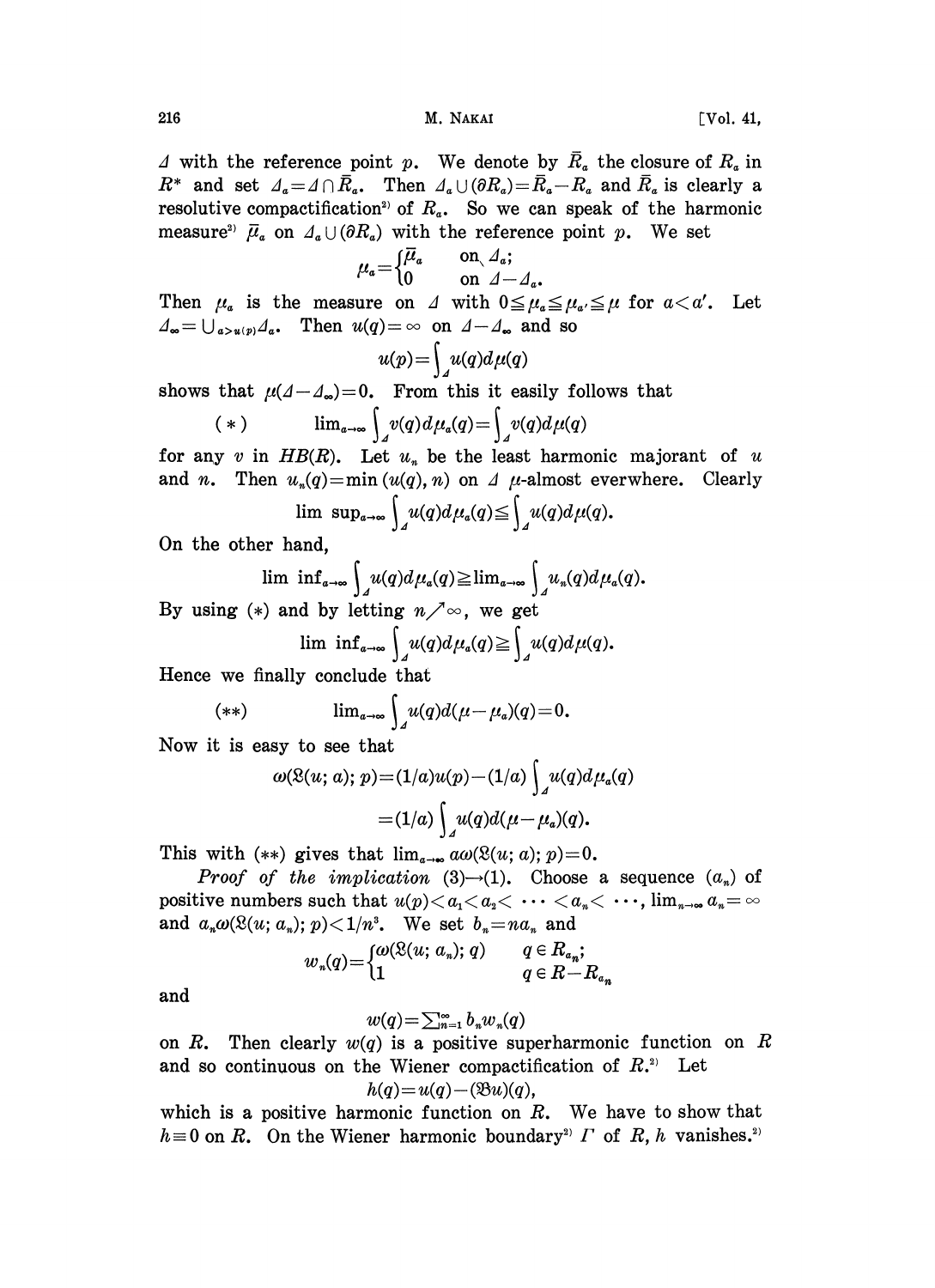$\Delta$ with the reference point $p$. We denote by $\bar{R}_a$ the closure of $R_a$ in $R^*$ and set $\Delta_a = \Delta \cap \bar{R}_a$. Then $\Delta_a \cup (\partial R_a) = \bar{R}_a - R_a$ and $\bar{R}_a$ is clearly a resolutive compactification[2] of $R_a$. So we can speak of the harmonic measure[2] $\bar{\mu}_a$ on $\Delta_a \cup (\partial R_a)$ with the reference point $p$. We set

$$\mu_a = \begin{cases} \bar{\mu}_a & \text{on } \Delta_a; \\ 0 & \text{on } \Delta - \Delta_a. \end{cases}$$

Then $\mu_a$ is the measure on $\Delta$ with $0 \leqq \mu_a \leqq \mu_{a'} \leqq \mu$ for $a < a'$. Let $\Delta_\infty = \bigcup_{a > u(p)} \Delta_a$. Then $u(q) = \infty$ on $\Delta - \Delta_\infty$ and so

$$u(p) = \int_\Delta u(q) d\mu(q)$$

shows that $\mu(\Delta - \Delta_\infty) = 0$. From this it easily follows that

$$(*) \qquad \lim_{a \to \infty} \int_\Delta v(q) d\mu_a(q) = \int_\Delta v(q) d\mu(q)$$

for any $v$ in $HB(R)$. Let $u_n$ be the least harmonic majorant of $u$ and $n$. Then $u_n(q) = \min(u(q), n)$ on $\Delta$ $\mu$-almost everwhere. Clearly

$$\limsup_{a \to \infty} \int_\Delta u(q) d\mu_a(q) \leqq \int_\Delta u(q) d\mu(q).$$

On the other hand,

$$\liminf_{a \to \infty} \int_\Delta u(q) d\mu_a(q) \geqq \lim_{a \to \infty} \int_\Delta u_n(q) d\mu_a(q).$$

By using $(*)$ and by letting $n \nearrow \infty$, we get

$$\liminf_{a \to \infty} \int_\Delta u(q) d\mu_a(q) \geqq \int_\Delta u(q) d\mu(q).$$

Hence we finally conclude that

$$(**) \qquad \lim_{a \to \infty} \int_\Delta u(q) d(\mu - \mu_a)(q) = 0.$$

Now it is easy to see that

$$\omega(\mathfrak{L}(u; a); p) = (1/a) u(p) - (1/a) \int_\Delta u(q) d\mu_a(q)$$
$$= (1/a) \int_\Delta u(q) d(\mu - \mu_a)(q).$$

This with $(**)$ gives that $\lim_{a \to \infty} a\omega(\mathfrak{L}(u; a); p) = 0$.

*Proof of the implication* (3)→(1). Choose a sequence $(a_n)$ of positive numbers such that $u(p) < a_1 < a_2 < \cdots < a_n < \cdots$, $\lim_{n \to \infty} a_n = \infty$ and $a_n \omega(\mathfrak{L}(u; a_n); p) < 1/n^3$. We set $b_n = n a_n$ and

$$w_n(q) = \begin{cases} \omega(\mathfrak{L}(u; a_n); q) & q \in R_{a_n}; \\ 1 & q \in R - R_{a_n} \end{cases}$$

and

$$w(q) = \sum_{n=1}^\infty b_n w_n(q)$$

on $R$. Then clearly $w(q)$ is a positive superharmonic function on $R$ and so continuous on the Wiener compactification of $R$.[2] Let

$$h(q) = u(q) - (\mathfrak{B}u)(q),$$

which is a positive harmonic function on $R$. We have to show that $h \equiv 0$ on $R$. On the Wiener harmonic boundary[2] $\Gamma$ of $R$, $h$ vanishes.[2]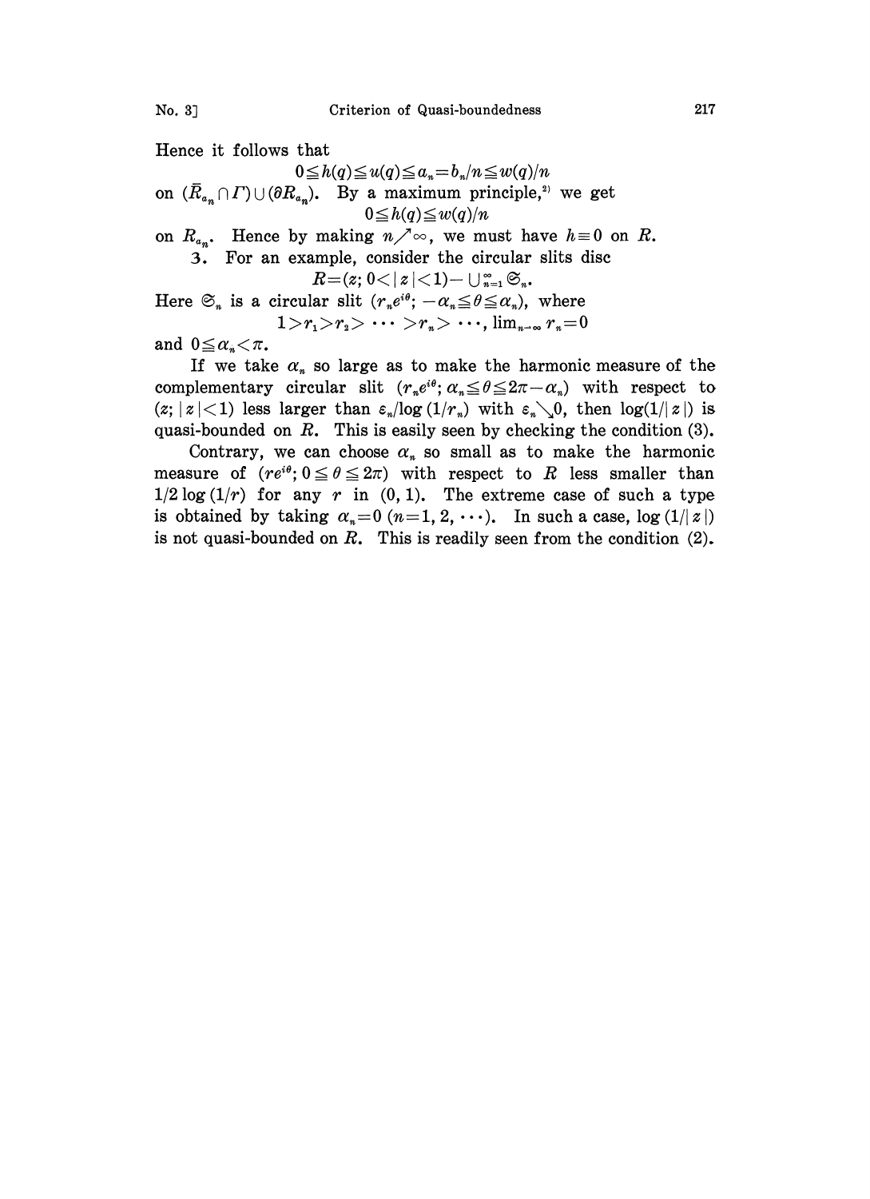Hence it follows that

$$0 \leqq h(q) \leqq u(q) \leqq a_n = b_n/n \leqq w(q)/n$$

on $(\bar{R}_{a_n} \cap \Gamma) \cup (\partial R_{a_n})$. By a maximum principle,[2] we get

$$0 \leqq h(q) \leqq w(q)/n$$

on $R_{a_n}$. Hence by making $n \nearrow \infty$, we must have $h \equiv 0$ on $R$.

3. For an example, consider the circular slits disc

$$R = (z;\, 0 < |z| < 1) - \cup_{n=1}^{\infty} \mathfrak{S}_n.$$

Here $\mathfrak{S}_n$ is a circular slit $(r_n e^{i\theta};\, -\alpha_n \leqq \theta \leqq \alpha_n)$, where

$$1 > r_1 > r_2 > \cdots > r_n > \cdots,\ \lim_{n\to\infty} r_n = 0$$

and $0 \leqq \alpha_n < \pi$.

If we take $\alpha_n$ so large as to make the harmonic measure of the complementary circular slit $(r_n e^{i\theta};\, \alpha_n \leqq \theta \leqq 2\pi - \alpha_n)$ with respect to $(z;\, |z| < 1)$ less larger than $\varepsilon_n/\log(1/r_n)$ with $\varepsilon_n \searrow 0$, then $\log(1/|z|)$ is quasi-bounded on $R$. This is easily seen by checking the condition (3).

Contrary, we can choose $\alpha_n$ so small as to make the harmonic measure of $(re^{i\theta};\, 0 \leqq \theta \leqq 2\pi)$ with respect to $R$ less smaller than $1/2 \log(1/r)$ for any $r$ in $(0, 1)$. The extreme case of such a type is obtained by taking $\alpha_n = 0$ $(n = 1, 2, \cdots)$. In such a case, $\log(1/|z|)$ is not quasi-bounded on $R$. This is readily seen from the condition (2).